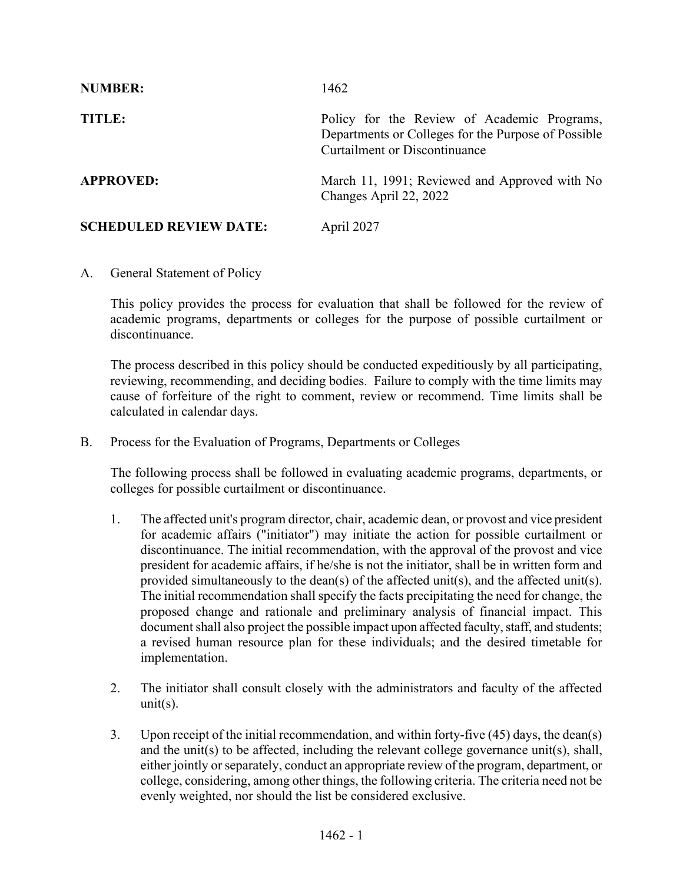**NUMBER:** 1462

**TITLE:** Policy for the Review of Academic Programs, Departments or Colleges for the Purpose of Possible Curtailment or Discontinuance

**APPROVED:** March 11, 1991; Reviewed and Approved with No Changes April 22, 2022

**SCHEDULED REVIEW DATE:** April 2027

A. General Statement of Policy

This policy provides the process for evaluation that shall be followed for the review of academic programs, departments or colleges for the purpose of possible curtailment or discontinuance.

The process described in this policy should be conducted expeditiously by all participating, reviewing, recommending, and deciding bodies. Failure to comply with the time limits may cause of forfeiture of the right to comment, review or recommend. Time limits shall be calculated in calendar days.

B. Process for the Evaluation of Programs, Departments or Colleges

The following process shall be followed in evaluating academic programs, departments, or colleges for possible curtailment or discontinuance.

1. The affected unit's program director, chair, academic dean, or provost and vice president for academic affairs ("initiator") may initiate the action for possible curtailment or discontinuance. The initial recommendation, with the approval of the provost and vice president for academic affairs, if he/she is not the initiator, shall be in written form and provided simultaneously to the dean(s) of the affected unit(s), and the affected unit(s). The initial recommendation shall specify the facts precipitating the need for change, the proposed change and rationale and preliminary analysis of financial impact. This document shall also project the possible impact upon affected faculty, staff, and students; a revised human resource plan for these individuals; and the desired timetable for implementation.

2. The initiator shall consult closely with the administrators and faculty of the affected unit(s).

3. Upon receipt of the initial recommendation, and within forty-five (45) days, the dean(s) and the unit(s) to be affected, including the relevant college governance unit(s), shall, either jointly or separately, conduct an appropriate review of the program, department, or college, considering, among other things, the following criteria. The criteria need not be evenly weighted, nor should the list be considered exclusive.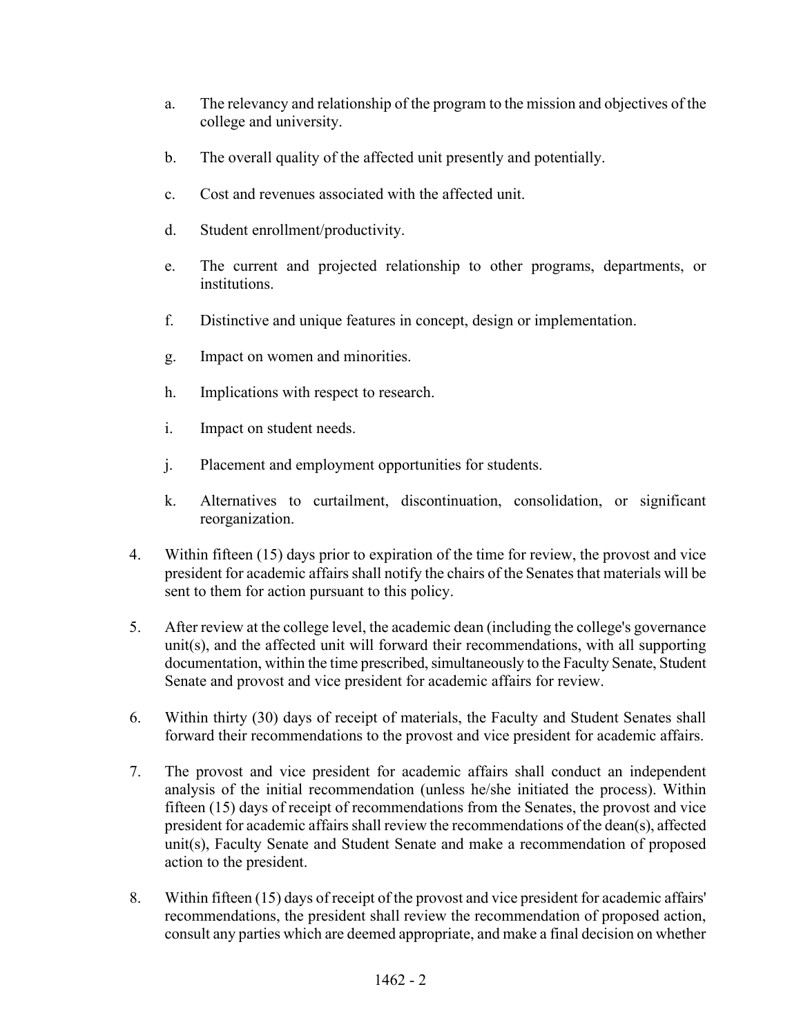a. The relevancy and relationship of the program to the mission and objectives of the college and university.

b. The overall quality of the affected unit presently and potentially.

c. Cost and revenues associated with the affected unit.

d. Student enrollment/productivity.

e. The current and projected relationship to other programs, departments, or institutions.

f. Distinctive and unique features in concept, design or implementation.

g. Impact on women and minorities.

h. Implications with respect to research.

i. Impact on student needs.

j. Placement and employment opportunities for students.

k. Alternatives to curtailment, discontinuation, consolidation, or significant reorganization.

4. Within fifteen (15) days prior to expiration of the time for review, the provost and vice president for academic affairs shall notify the chairs of the Senates that materials will be sent to them for action pursuant to this policy.

5. After review at the college level, the academic dean (including the college's governance unit(s), and the affected unit will forward their recommendations, with all supporting documentation, within the time prescribed, simultaneously to the Faculty Senate, Student Senate and provost and vice president for academic affairs for review.

6. Within thirty (30) days of receipt of materials, the Faculty and Student Senates shall forward their recommendations to the provost and vice president for academic affairs.

7. The provost and vice president for academic affairs shall conduct an independent analysis of the initial recommendation (unless he/she initiated the process). Within fifteen (15) days of receipt of recommendations from the Senates, the provost and vice president for academic affairs shall review the recommendations of the dean(s), affected unit(s), Faculty Senate and Student Senate and make a recommendation of proposed action to the president.

8. Within fifteen (15) days of receipt of the provost and vice president for academic affairs' recommendations, the president shall review the recommendation of proposed action, consult any parties which are deemed appropriate, and make a final decision on whether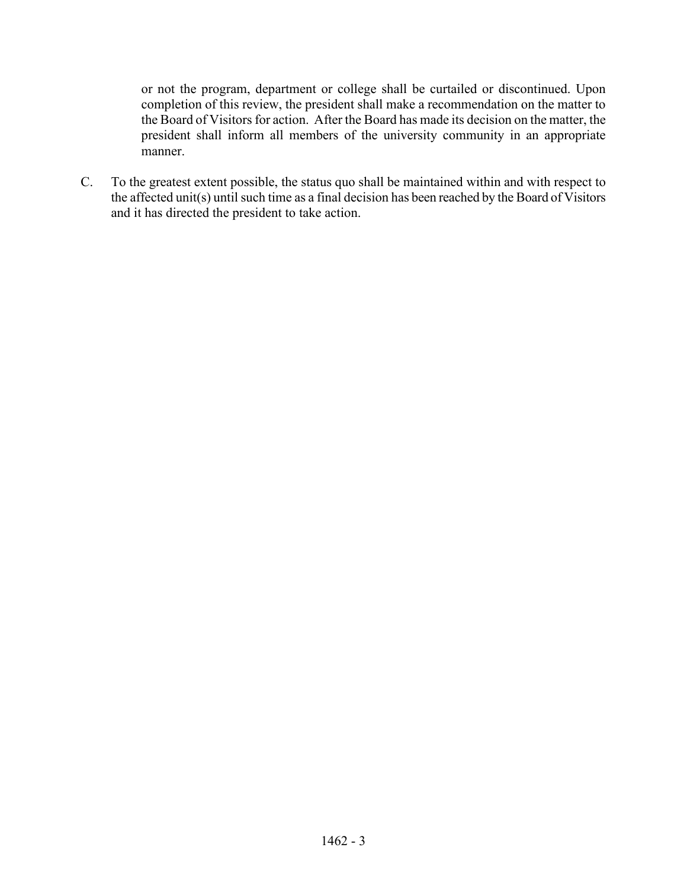or not the program, department or college shall be curtailed or discontinued. Upon completion of this review, the president shall make a recommendation on the matter to the Board of Visitors for action. After the Board has made its decision on the matter, the president shall inform all members of the university community in an appropriate manner.

C. To the greatest extent possible, the status quo shall be maintained within and with respect to the affected unit(s) until such time as a final decision has been reached by the Board of Visitors and it has directed the president to take action.